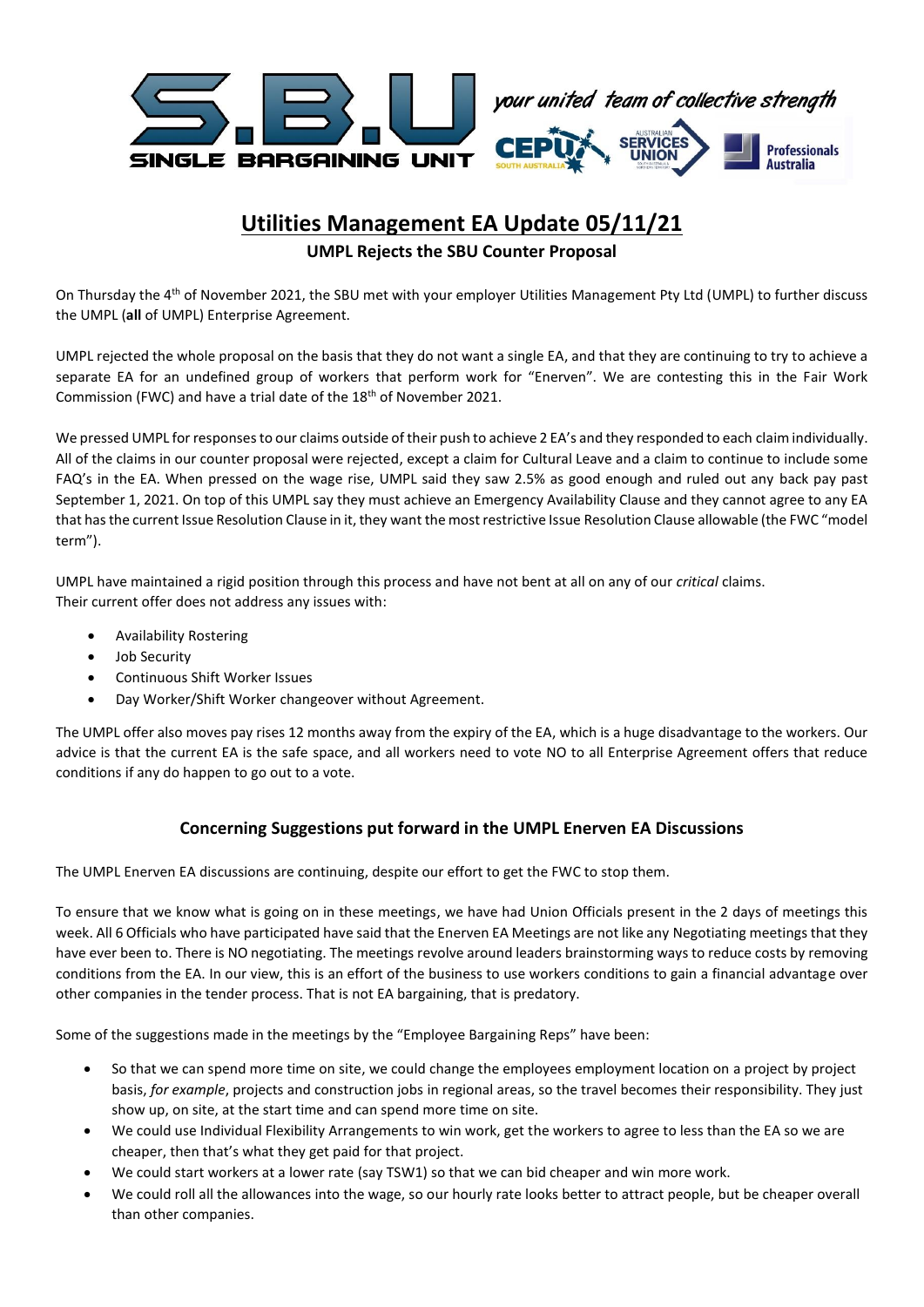# Utilities Management EA Update 05/11/21

**UMPL Rejects the SBU Counter Proposal**

On Thursday the 4th of November 2021, the SBU met with your employer Utilities Management Pty Ltd (UMPL) to further discuss the UMPL (**all** of UMPL) Enterprise Agreement.

UMPL rejected the whole proposal on the basis that they do not want a single EA, and that they are continuing to try to achieve a separate EA for an undefined group of workers that perform work for "Enerven". We are contesting this in the Fair Work Commission (FWC) and have a trial date of the 18th of November 2021.

We pressed UMPL for responses to our claims outside of their push to achieve 2 EA's and they responded to each claim individually. All of the claims in our counter proposal were rejected, except a claim for Cultural Leave and a claim to continue to include some FAQ's in the EA. When pressed on the wage rise, UMPL said they saw 2.5% as good enough and ruled out any back pay past September 1, 2021. On top of this UMPL say they must achieve an Emergency Availability Clause and they cannot agree to any EA that has the current Issue Resolution Clause in it, they want the most restrictive Issue Resolution Clause allowable (the FWC "model term").

UMPL have maintained a rigid position through this process and have not bent at all on any of our *critical* claims.
Their current offer does not address any issues with:

- Availability Rostering
- Job Security
- Continuous Shift Worker Issues
- Day Worker/Shift Worker changeover without Agreement.

The UMPL offer also moves pay rises 12 months away from the expiry of the EA, which is a huge disadvantage to the workers. Our advice is that the current EA is the safe space, and all workers need to vote NO to all Enterprise Agreement offers that reduce conditions if any do happen to go out to a vote.

## Concerning Suggestions put forward in the UMPL Enerven EA Discussions

The UMPL Enerven EA discussions are continuing, despite our effort to get the FWC to stop them.

To ensure that we know what is going on in these meetings, we have had Union Officials present in the 2 days of meetings this week. All 6 Officials who have participated have said that the Enerven EA Meetings are not like any Negotiating meetings that they have ever been to. There is NO negotiating. The meetings revolve around leaders brainstorming ways to reduce costs by removing conditions from the EA. In our view, this is an effort of the business to use workers conditions to gain a financial advantage over other companies in the tender process. That is not EA bargaining, that is predatory.

Some of the suggestions made in the meetings by the "Employee Bargaining Reps" have been:

- So that we can spend more time on site, we could change the employees employment location on a project by project basis, *for example*, projects and construction jobs in regional areas, so the travel becomes their responsibility. They just show up, on site, at the start time and can spend more time on site.
- We could use Individual Flexibility Arrangements to win work, get the workers to agree to less than the EA so we are cheaper, then that's what they get paid for that project.
- We could start workers at a lower rate (say TSW1) so that we can bid cheaper and win more work.
- We could roll all the allowances into the wage, so our hourly rate looks better to attract people, but be cheaper overall than other companies.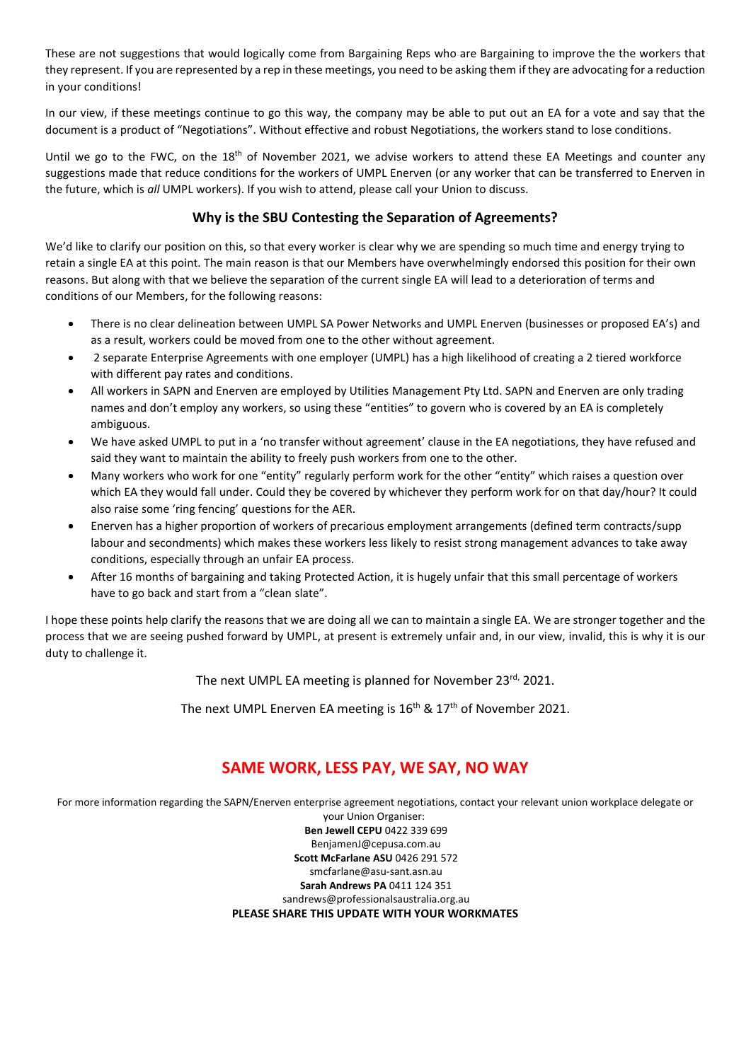These are not suggestions that would logically come from Bargaining Reps who are Bargaining to improve the the workers that they represent. If you are represented by a rep in these meetings, you need to be asking them if they are advocating for a reduction in your conditions!

In our view, if these meetings continue to go this way, the company may be able to put out an EA for a vote and say that the document is a product of "Negotiations". Without effective and robust Negotiations, the workers stand to lose conditions.

Until we go to the FWC, on the 18th of November 2021, we advise workers to attend these EA Meetings and counter any suggestions made that reduce conditions for the workers of UMPL Enerven (or any worker that can be transferred to Enerven in the future, which is *all* UMPL workers). If you wish to attend, please call your Union to discuss.

## Why is the SBU Contesting the Separation of Agreements?

We'd like to clarify our position on this, so that every worker is clear why we are spending so much time and energy trying to retain a single EA at this point. The main reason is that our Members have overwhelmingly endorsed this position for their own reasons. But along with that we believe the separation of the current single EA will lead to a deterioration of terms and conditions of our Members, for the following reasons:

- There is no clear delineation between UMPL SA Power Networks and UMPL Enerven (businesses or proposed EA's) and as a result, workers could be moved from one to the other without agreement.
- 2 separate Enterprise Agreements with one employer (UMPL) has a high likelihood of creating a 2 tiered workforce with different pay rates and conditions.
- All workers in SAPN and Enerven are employed by Utilities Management Pty Ltd. SAPN and Enerven are only trading names and don't employ any workers, so using these "entities" to govern who is covered by an EA is completely ambiguous.
- We have asked UMPL to put in a 'no transfer without agreement' clause in the EA negotiations, they have refused and said they want to maintain the ability to freely push workers from one to the other.
- Many workers who work for one "entity" regularly perform work for the other "entity" which raises a question over which EA they would fall under. Could they be covered by whichever they perform work for on that day/hour? It could also raise some 'ring fencing' questions for the AER.
- Enerven has a higher proportion of workers of precarious employment arrangements (defined term contracts/supp labour and secondments) which makes these workers less likely to resist strong management advances to take away conditions, especially through an unfair EA process.
- After 16 months of bargaining and taking Protected Action, it is hugely unfair that this small percentage of workers have to go back and start from a "clean slate".

I hope these points help clarify the reasons that we are doing all we can to maintain a single EA. We are stronger together and the process that we are seeing pushed forward by UMPL, at present is extremely unfair and, in our view, invalid, this is why it is our duty to challenge it.

The next UMPL EA meeting is planned for November 23rd, 2021.

The next UMPL Enerven EA meeting is 16th & 17th of November 2021.

## SAME WORK, LESS PAY, WE SAY, NO WAY

For more information regarding the SAPN/Enerven enterprise agreement negotiations, contact your relevant union workplace delegate or your Union Organiser:

**Ben Jewell CEPU** 0422 339 699
BenjamenJ@cepusa.com.au
**Scott McFarlane ASU** 0426 291 572
smcfarlane@asu-sant.asn.au
**Sarah Andrews PA** 0411 124 351
sandrews@professionalsaustralia.org.au

**PLEASE SHARE THIS UPDATE WITH YOUR WORKMATES**